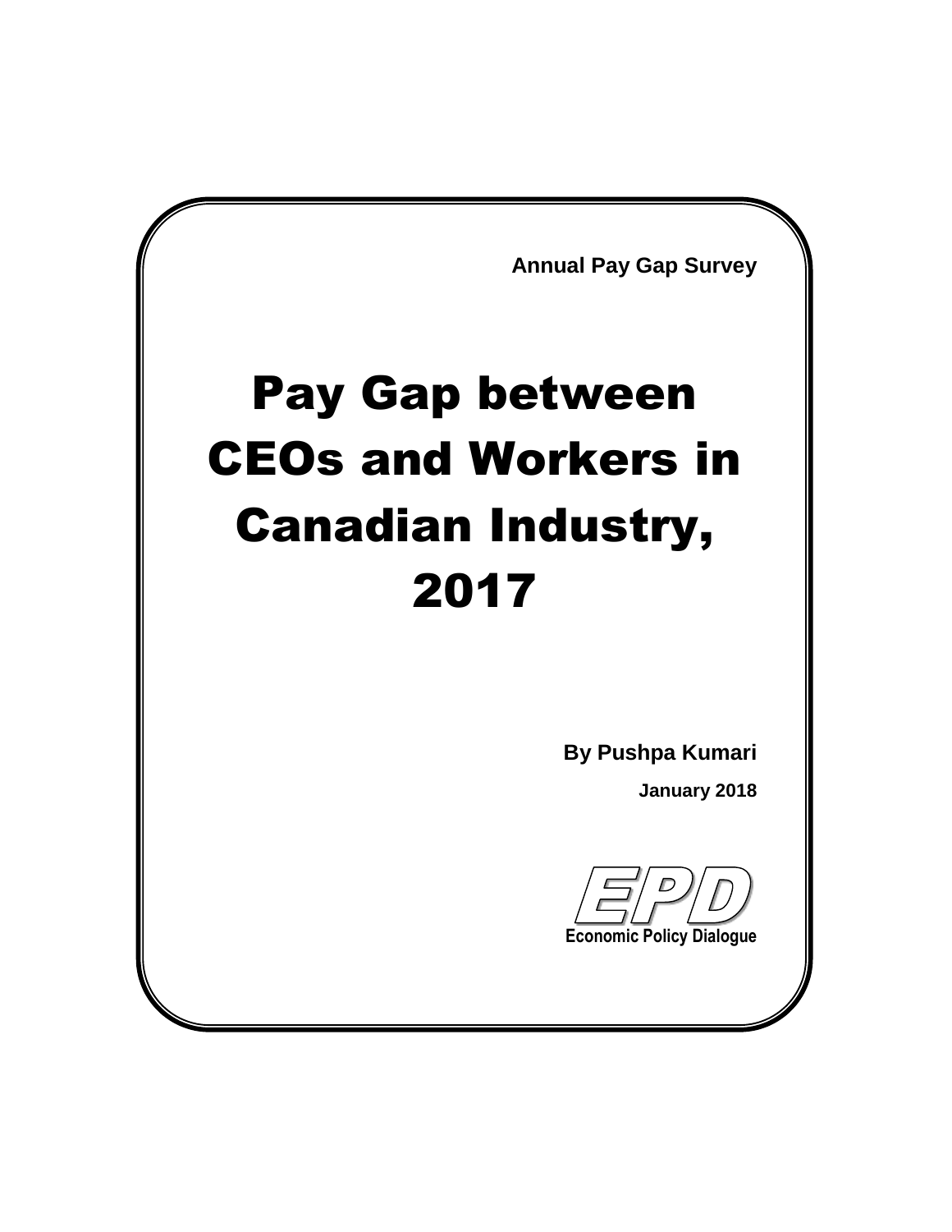Annual Pay Gap Survey

# Pay Gap between CEOs and Workers in Canadian Industry, 2017

**By Pushpa Kumari**

**January 2018**

EPD

Economic Policy Dialogue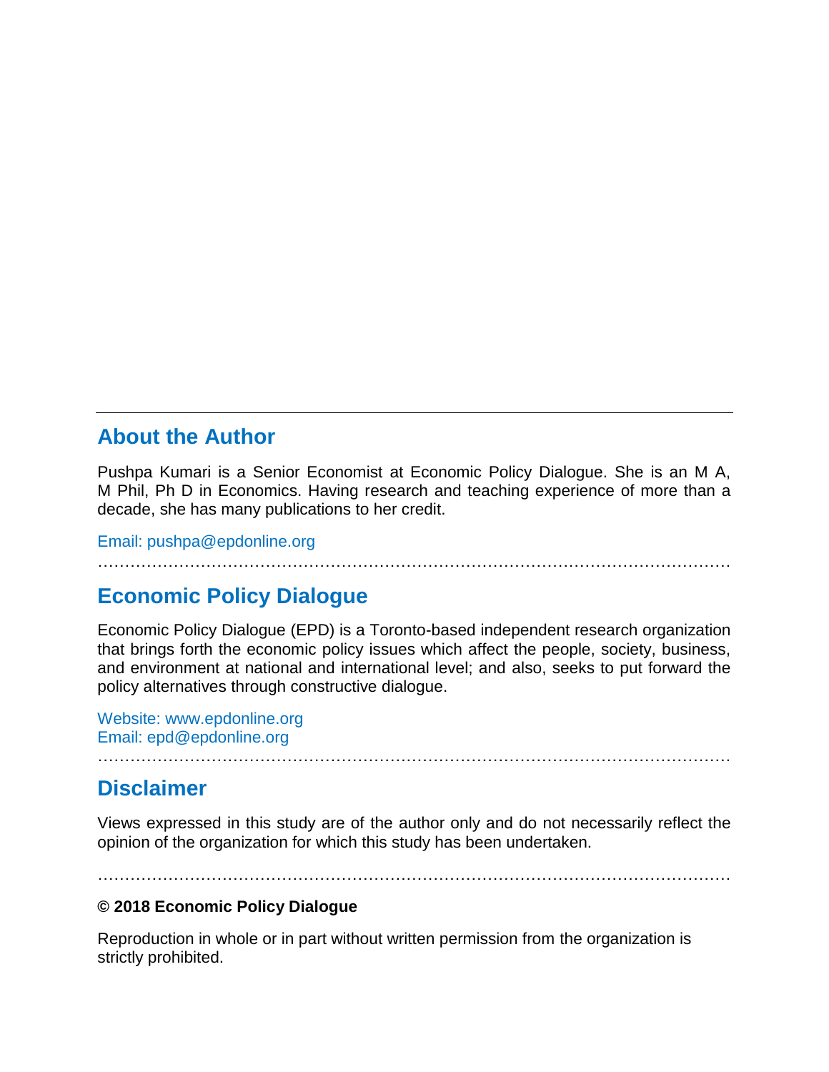## About the Author

Pushpa Kumari is a Senior Economist at Economic Policy Dialogue. She is an M A, M Phil, Ph D in Economics. Having research and teaching experience of more than a decade, she has many publications to her credit.

Email: pushpa@epdonline.org

---

## Economic Policy Dialogue

Economic Policy Dialogue (EPD) is a Toronto-based independent research organization that brings forth the economic policy issues which affect the people, society, business, and environment at national and international level; and also, seeks to put forward the policy alternatives through constructive dialogue.

Website: www.epdonline.org
Email: epd@epdonline.org

---

## Disclaimer

Views expressed in this study are of the author only and do not necessarily reflect the opinion of the organization for which this study has been undertaken.

---

**© 2018 Economic Policy Dialogue**

Reproduction in whole or in part without written permission from the organization is strictly prohibited.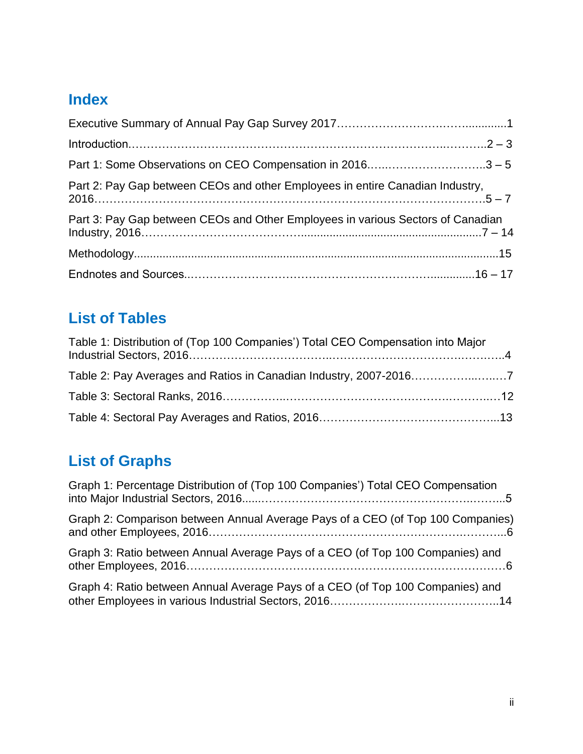## Index

Executive Summary of Annual Pay Gap Survey 2017……………………….……............1

Introduction………………………………………………………………….………..2 – 3

Part 1: Some Observations on CEO Compensation in 2016…..……………………..3 – 5

Part 2: Pay Gap between CEOs and other Employees in entire Canadian Industry, 2016……………………………………………………………………………………5 – 7

Part 3: Pay Gap between CEOs and Other Employees in various Sectors of Canadian Industry, 2016………………………………........................................................7 – 14

Methodology..................................................................................................................15

Endnotes and Sources..……………………………………………………..............16 – 17

## List of Tables

Table 1: Distribution of (Top 100 Companies') Total CEO Compensation into Major Industrial Sectors, 2016……………………………..………………………………….……..4

Table 2: Pay Averages and Ratios in Canadian Industry, 2007-2016……………..…..…7

Table 3: Sectoral Ranks, 2016……………..………………………………….………..…12

Table 4: Sectoral Pay Averages and Ratios, 2016………………………………………...13

## List of Graphs

Graph 1: Percentage Distribution of (Top 100 Companies') Total CEO Compensation into Major Industrial Sectors, 2016......……………………………………………..……...5

Graph 2: Comparison between Annual Average Pays of a CEO (of Top 100 Companies) and other Employees, 2016………………………………………………….……….....6

Graph 3: Ratio between Annual Average Pays of a CEO (of Top 100 Companies) and other Employees, 2016…………………………………………………………………6

Graph 4: Ratio between Annual Average Pays of a CEO (of Top 100 Companies) and other Employees in various Industrial Sectors, 2016……………….…………………..14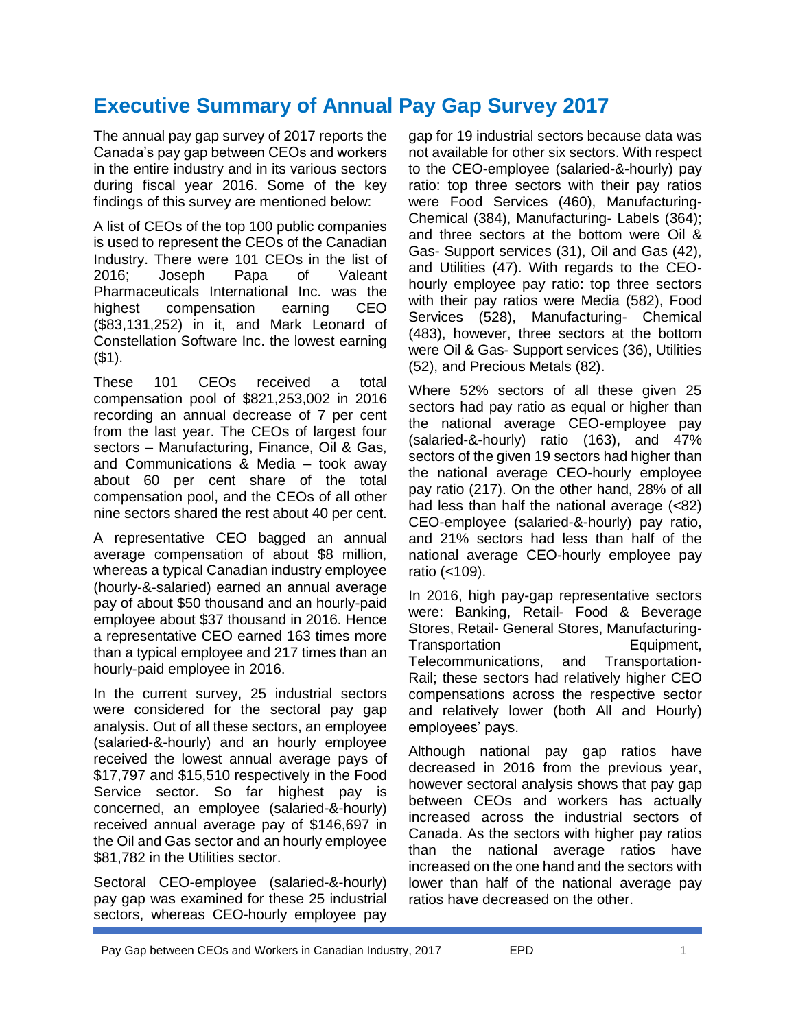# Executive Summary of Annual Pay Gap Survey 2017

The annual pay gap survey of 2017 reports the Canada's pay gap between CEOs and workers in the entire industry and in its various sectors during fiscal year 2016. Some of the key findings of this survey are mentioned below:

A list of CEOs of the top 100 public companies is used to represent the CEOs of the Canadian Industry. There were 101 CEOs in the list of 2016; Joseph Papa of Valeant Pharmaceuticals International Inc. was the highest compensation earning CEO ($83,131,252) in it, and Mark Leonard of Constellation Software Inc. the lowest earning ($1).

These 101 CEOs received a total compensation pool of $821,253,002 in 2016 recording an annual decrease of 7 per cent from the last year. The CEOs of largest four sectors – Manufacturing, Finance, Oil & Gas, and Communications & Media – took away about 60 per cent share of the total compensation pool, and the CEOs of all other nine sectors shared the rest about 40 per cent.

A representative CEO bagged an annual average compensation of about $8 million, whereas a typical Canadian industry employee (hourly-&-salaried) earned an annual average pay of about $50 thousand and an hourly-paid employee about $37 thousand in 2016. Hence a representative CEO earned 163 times more than a typical employee and 217 times than an hourly-paid employee in 2016.

In the current survey, 25 industrial sectors were considered for the sectoral pay gap analysis. Out of all these sectors, an employee (salaried-&-hourly) and an hourly employee received the lowest annual average pays of $17,797 and $15,510 respectively in the Food Service sector. So far highest pay is concerned, an employee (salaried-&-hourly) received annual average pay of $146,697 in the Oil and Gas sector and an hourly employee $81,782 in the Utilities sector.

Sectoral CEO-employee (salaried-&-hourly) pay gap was examined for these 25 industrial sectors, whereas CEO-hourly employee pay gap for 19 industrial sectors because data was not available for other six sectors. With respect to the CEO-employee (salaried-&-hourly) pay ratio: top three sectors with their pay ratios were Food Services (460), Manufacturing-Chemical (384), Manufacturing- Labels (364); and three sectors at the bottom were Oil & Gas- Support services (31), Oil and Gas (42), and Utilities (47). With regards to the CEO-hourly employee pay ratio: top three sectors with their pay ratios were Media (582), Food Services (528), Manufacturing- Chemical (483), however, three sectors at the bottom were Oil & Gas- Support services (36), Utilities (52), and Precious Metals (82).

Where 52% sectors of all these given 25 sectors had pay ratio as equal or higher than the national average CEO-employee pay (salaried-&-hourly) ratio (163), and 47% sectors of the given 19 sectors had higher than the national average CEO-hourly employee pay ratio (217). On the other hand, 28% of all had less than half the national average (<82) CEO-employee (salaried-&-hourly) pay ratio, and 21% sectors had less than half of the national average CEO-hourly employee pay ratio (<109).

In 2016, high pay-gap representative sectors were: Banking, Retail- Food & Beverage Stores, Retail- General Stores, Manufacturing-Transportation Equipment, Telecommunications, and Transportation-Rail; these sectors had relatively higher CEO compensations across the respective sector and relatively lower (both All and Hourly) employees' pays.

Although national pay gap ratios have decreased in 2016 from the previous year, however sectoral analysis shows that pay gap between CEOs and workers has actually increased across the industrial sectors of Canada. As the sectors with higher pay ratios than the national average ratios have increased on the one hand and the sectors with lower than half of the national average pay ratios have decreased on the other.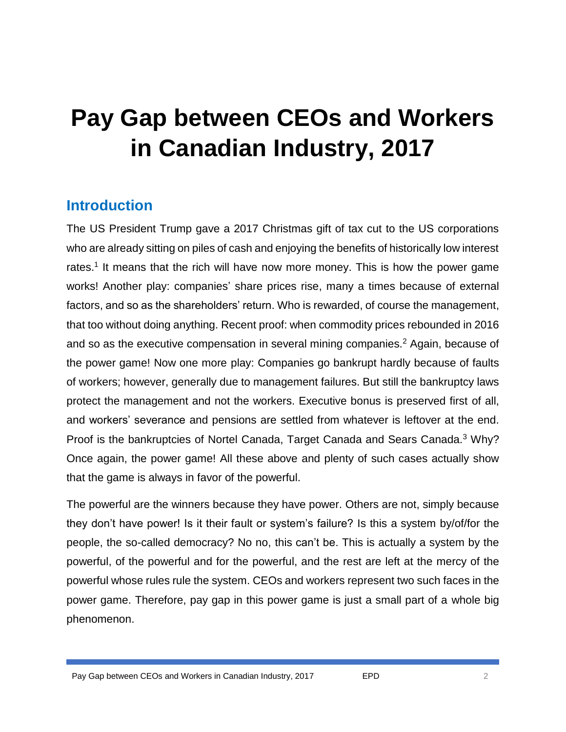# Pay Gap between CEOs and Workers in Canadian Industry, 2017

## Introduction

The US President Trump gave a 2017 Christmas gift of tax cut to the US corporations who are already sitting on piles of cash and enjoying the benefits of historically low interest rates.[1] It means that the rich will have now more money. This is how the power game works! Another play: companies' share prices rise, many a times because of external factors, and so as the shareholders' return. Who is rewarded, of course the management, that too without doing anything. Recent proof: when commodity prices rebounded in 2016 and so as the executive compensation in several mining companies.[2] Again, because of the power game! Now one more play: Companies go bankrupt hardly because of faults of workers; however, generally due to management failures. But still the bankruptcy laws protect the management and not the workers. Executive bonus is preserved first of all, and workers' severance and pensions are settled from whatever is leftover at the end. Proof is the bankruptcies of Nortel Canada, Target Canada and Sears Canada.[3] Why? Once again, the power game! All these above and plenty of such cases actually show that the game is always in favor of the powerful.

The powerful are the winners because they have power. Others are not, simply because they don't have power! Is it their fault or system's failure? Is this a system by/of/for the people, the so-called democracy? No no, this can't be. This is actually a system by the powerful, of the powerful and for the powerful, and the rest are left at the mercy of the powerful whose rules rule the system. CEOs and workers represent two such faces in the power game. Therefore, pay gap in this power game is just a small part of a whole big phenomenon.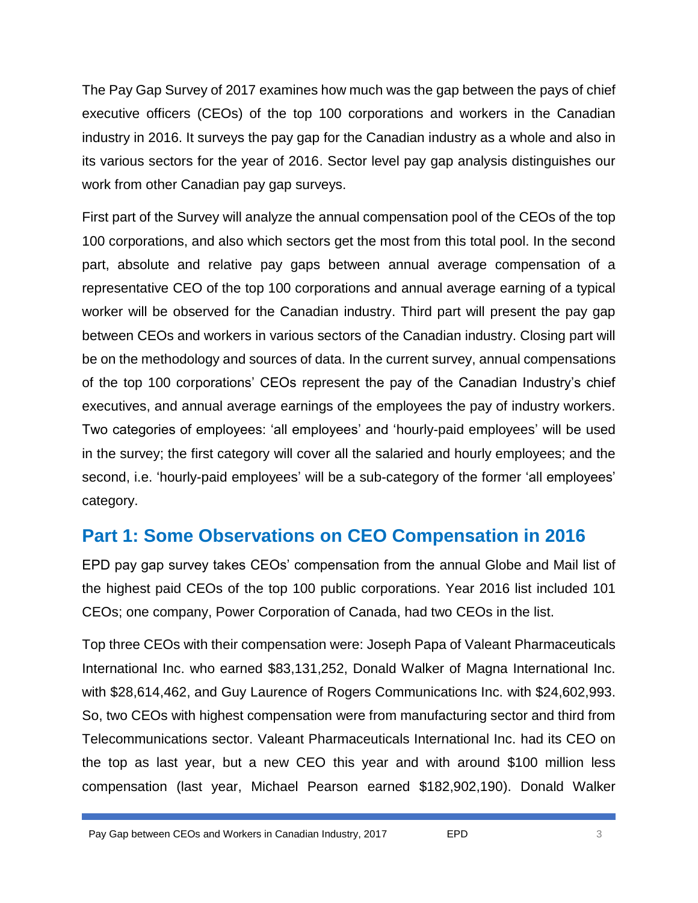The Pay Gap Survey of 2017 examines how much was the gap between the pays of chief executive officers (CEOs) of the top 100 corporations and workers in the Canadian industry in 2016. It surveys the pay gap for the Canadian industry as a whole and also in its various sectors for the year of 2016. Sector level pay gap analysis distinguishes our work from other Canadian pay gap surveys.

First part of the Survey will analyze the annual compensation pool of the CEOs of the top 100 corporations, and also which sectors get the most from this total pool. In the second part, absolute and relative pay gaps between annual average compensation of a representative CEO of the top 100 corporations and annual average earning of a typical worker will be observed for the Canadian industry. Third part will present the pay gap between CEOs and workers in various sectors of the Canadian industry. Closing part will be on the methodology and sources of data. In the current survey, annual compensations of the top 100 corporations' CEOs represent the pay of the Canadian Industry's chief executives, and annual average earnings of the employees the pay of industry workers. Two categories of employees: 'all employees' and 'hourly-paid employees' will be used in the survey; the first category will cover all the salaried and hourly employees; and the second, i.e. 'hourly-paid employees' will be a sub-category of the former 'all employees' category.

## Part 1: Some Observations on CEO Compensation in 2016

EPD pay gap survey takes CEOs' compensation from the annual Globe and Mail list of the highest paid CEOs of the top 100 public corporations. Year 2016 list included 101 CEOs; one company, Power Corporation of Canada, had two CEOs in the list.

Top three CEOs with their compensation were: Joseph Papa of Valeant Pharmaceuticals International Inc. who earned $83,131,252, Donald Walker of Magna International Inc. with $28,614,462, and Guy Laurence of Rogers Communications Inc. with $24,602,993. So, two CEOs with highest compensation were from manufacturing sector and third from Telecommunications sector. Valeant Pharmaceuticals International Inc. had its CEO on the top as last year, but a new CEO this year and with around $100 million less compensation (last year, Michael Pearson earned $182,902,190). Donald Walker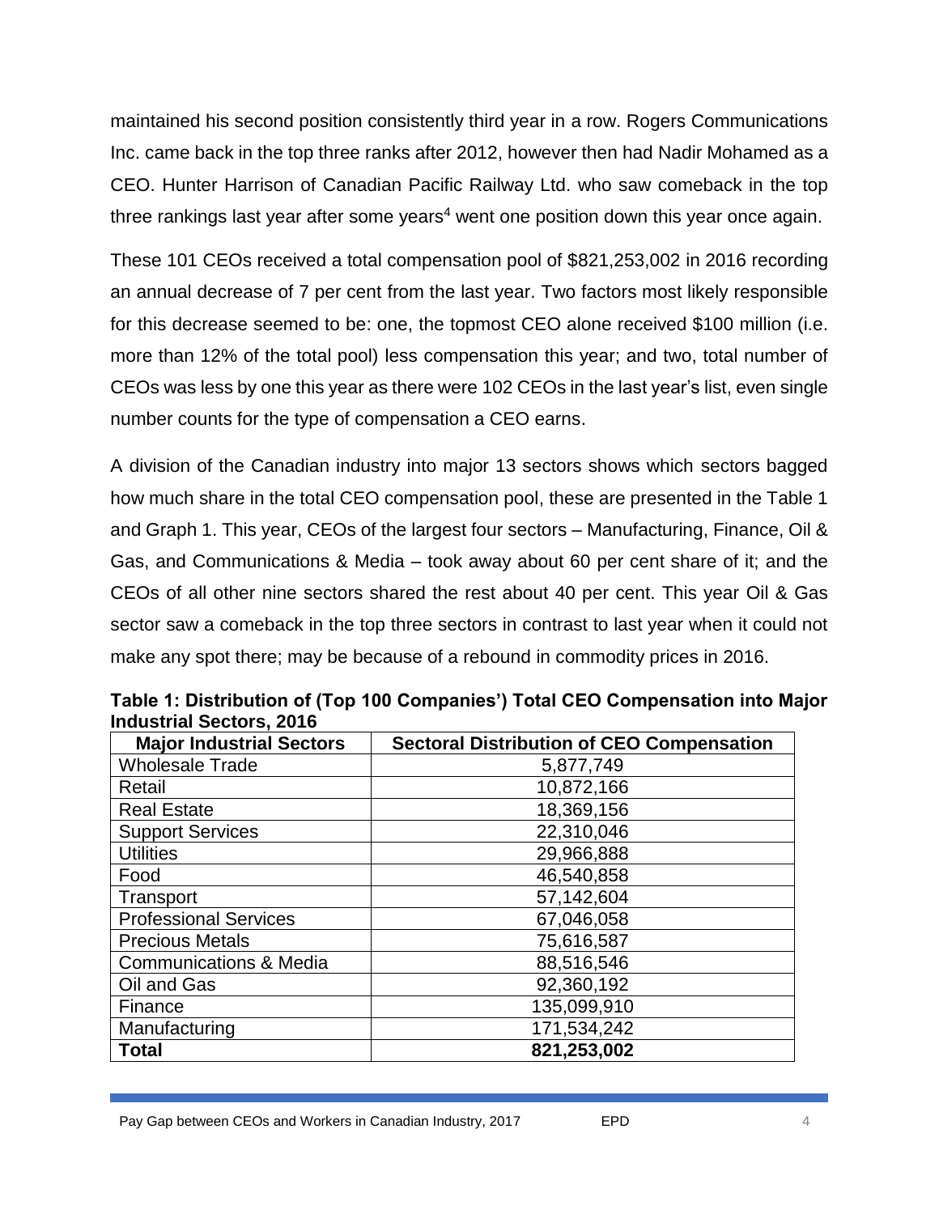maintained his second position consistently third year in a row. Rogers Communications Inc. came back in the top three ranks after 2012, however then had Nadir Mohamed as a CEO. Hunter Harrison of Canadian Pacific Railway Ltd. who saw comeback in the top three rankings last year after some years[4] went one position down this year once again.

These 101 CEOs received a total compensation pool of $821,253,002 in 2016 recording an annual decrease of 7 per cent from the last year. Two factors most likely responsible for this decrease seemed to be: one, the topmost CEO alone received $100 million (i.e. more than 12% of the total pool) less compensation this year; and two, total number of CEOs was less by one this year as there were 102 CEOs in the last year's list, even single number counts for the type of compensation a CEO earns.

A division of the Canadian industry into major 13 sectors shows which sectors bagged how much share in the total CEO compensation pool, these are presented in the Table 1 and Graph 1. This year, CEOs of the largest four sectors – Manufacturing, Finance, Oil & Gas, and Communications & Media – took away about 60 per cent share of it; and the CEOs of all other nine sectors shared the rest about 40 per cent. This year Oil & Gas sector saw a comeback in the top three sectors in contrast to last year when it could not make any spot there; may be because of a rebound in commodity prices in 2016.

**Table 1: Distribution of (Top 100 Companies') Total CEO Compensation into Major Industrial Sectors, 2016**

| Major Industrial Sectors | Sectoral Distribution of CEO Compensation |
|---|---|
| Wholesale Trade | 5,877,749 |
| Retail | 10,872,166 |
| Real Estate | 18,369,156 |
| Support Services | 22,310,046 |
| Utilities | 29,966,888 |
| Food | 46,540,858 |
| Transport | 57,142,604 |
| Professional Services | 67,046,058 |
| Precious Metals | 75,616,587 |
| Communications & Media | 88,516,546 |
| Oil and Gas | 92,360,192 |
| Finance | 135,099,910 |
| Manufacturing | 171,534,242 |
| **Total** | **821,253,002** |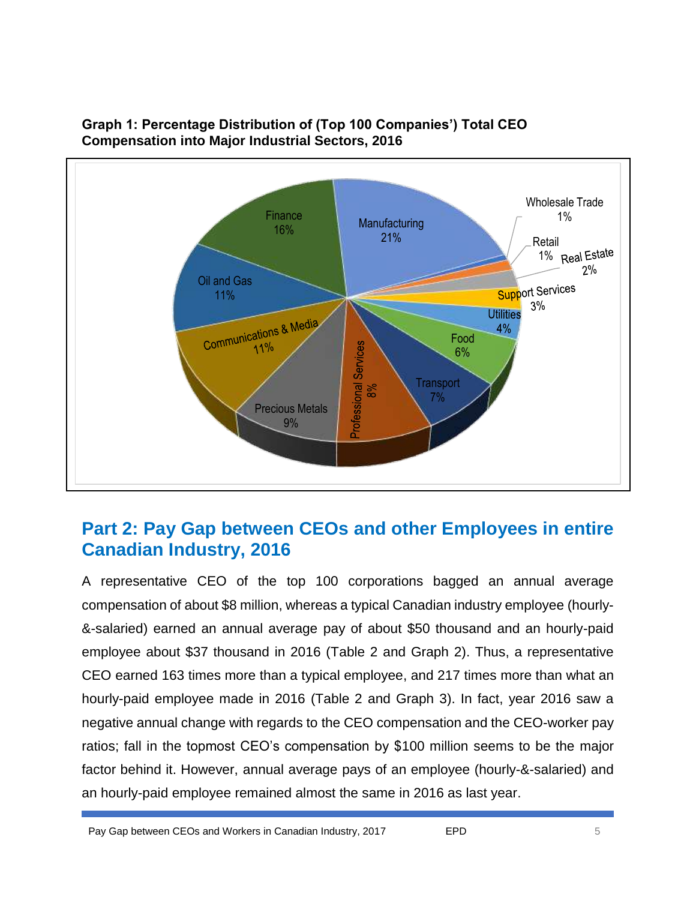**Graph 1: Percentage Distribution of (Top 100 Companies') Total CEO Compensation into Major Industrial Sectors, 2016**

## Part 2: Pay Gap between CEOs and other Employees in entire Canadian Industry, 2016

A representative CEO of the top 100 corporations bagged an annual average compensation of about $8 million, whereas a typical Canadian industry employee (hourly-&-salaried) earned an annual average pay of about $50 thousand and an hourly-paid employee about $37 thousand in 2016 (Table 2 and Graph 2). Thus, a representative CEO earned 163 times more than a typical employee, and 217 times more than what an hourly-paid employee made in 2016 (Table 2 and Graph 3). In fact, year 2016 saw a negative annual change with regards to the CEO compensation and the CEO-worker pay ratios; fall in the topmost CEO's compensation by $100 million seems to be the major factor behind it. However, annual average pays of an employee (hourly-&-salaried) and an hourly-paid employee remained almost the same in 2016 as last year.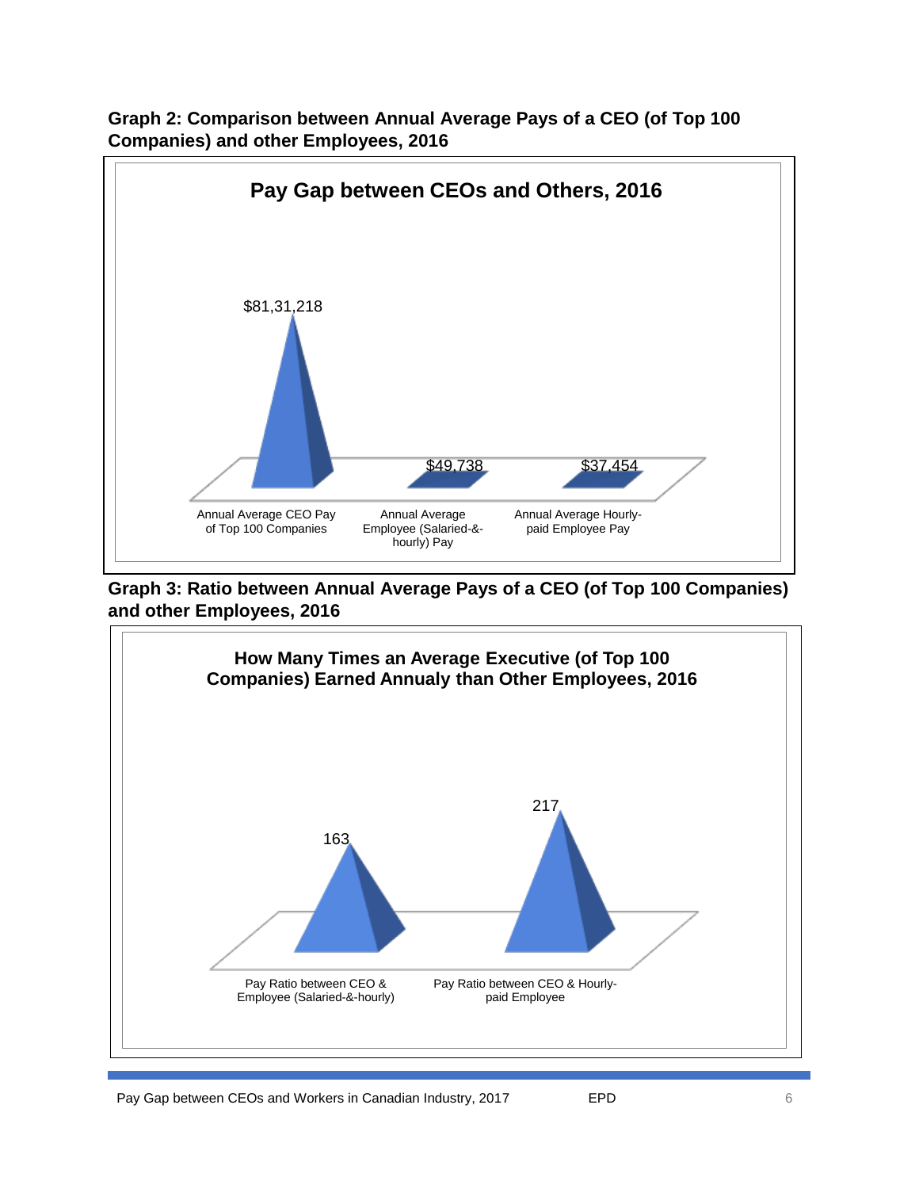**Graph 2: Comparison between Annual Average Pays of a CEO (of Top 100 Companies) and other Employees, 2016**

**Pay Gap between CEOs and Others, 2016**

| Category | Value |
|---|---|
| Annual Average CEO Pay of Top 100 Companies | $81,31,218 |
| Annual Average Employee (Salaried-&-hourly) Pay | $49,738 |
| Annual Average Hourly-paid Employee Pay | $37,454 |

**Graph 3: Ratio between Annual Average Pays of a CEO (of Top 100 Companies) and other Employees, 2016**

**How Many Times an Average Executive (of Top 100 Companies) Earned Annualy than Other Employees, 2016**

| Category | Value |
|---|---|
| Pay Ratio between CEO & Employee (Salaried-&-hourly) | 163 |
| Pay Ratio between CEO & Hourly-paid Employee | 217 |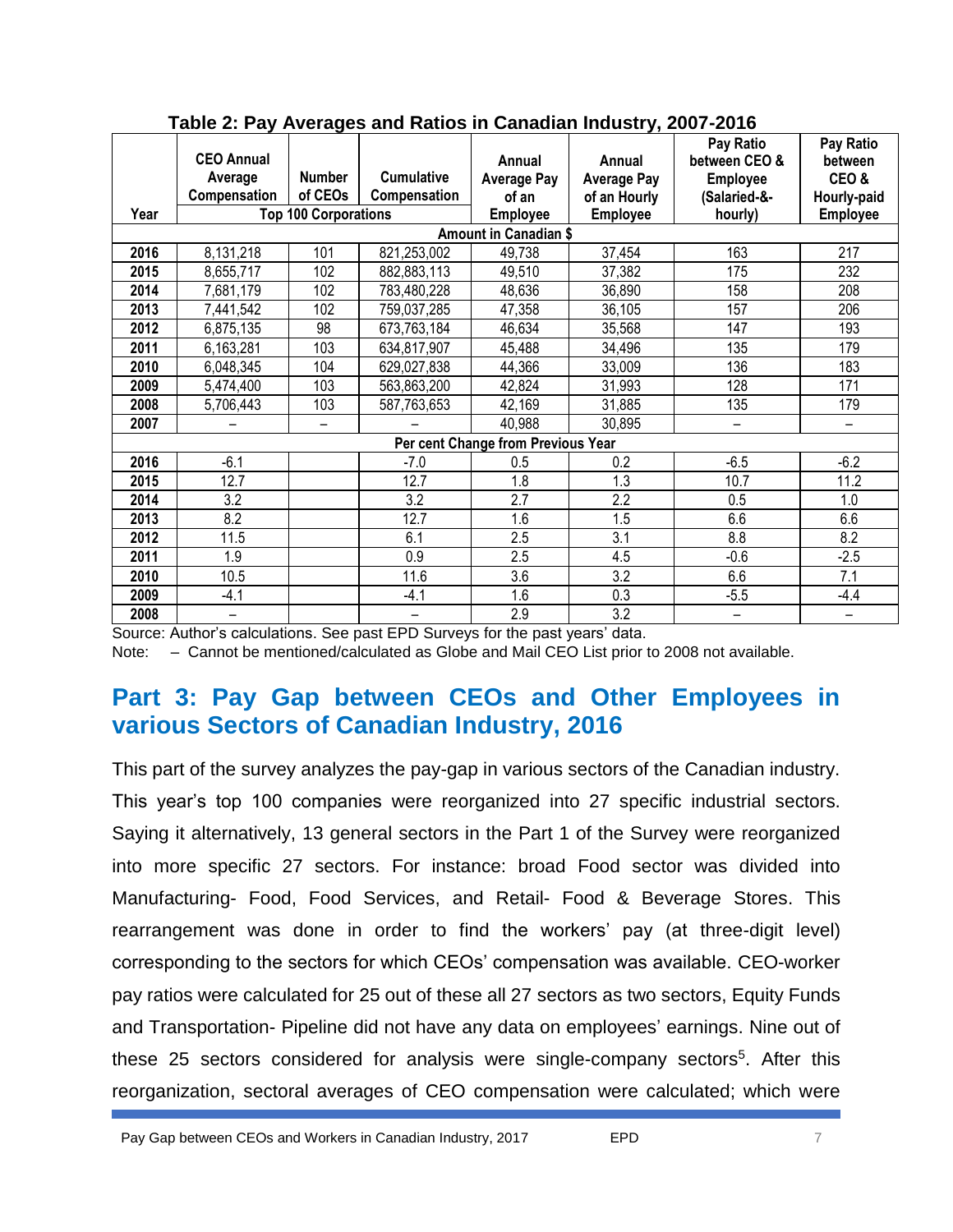**Table 2: Pay Averages and Ratios in Canadian Industry, 2007-2016**

| Year | CEO Annual Average Compensation | Number of CEOs | Cumulative Compensation | Annual Average Pay of an Employee | Annual Average Pay of an Hourly Employee | Pay Ratio between CEO & Employee (Salaried-&-hourly) | Pay Ratio between CEO & Hourly-paid Employee |
|---|---|---|---|---|---|---|---|
| | Top 100 Corporations | | | | | | |
| | | | | Amount in Canadian $ | | | |
| 2016 | 8,131,218 | 101 | 821,253,002 | 49,738 | 37,454 | 163 | 217 |
| 2015 | 8,655,717 | 102 | 882,883,113 | 49,510 | 37,382 | 175 | 232 |
| 2014 | 7,681,179 | 102 | 783,480,228 | 48,636 | 36,890 | 158 | 208 |
| 2013 | 7,441,542 | 102 | 759,037,285 | 47,358 | 36,105 | 157 | 206 |
| 2012 | 6,875,135 | 98 | 673,763,184 | 46,634 | 35,568 | 147 | 193 |
| 2011 | 6,163,281 | 103 | 634,817,907 | 45,488 | 34,496 | 135 | 179 |
| 2010 | 6,048,345 | 104 | 629,027,838 | 44,366 | 33,009 | 136 | 183 |
| 2009 | 5,474,400 | 103 | 563,863,200 | 42,824 | 31,993 | 128 | 171 |
| 2008 | 5,706,443 | 103 | 587,763,653 | 42,169 | 31,885 | 135 | 179 |
| 2007 | – | – | – | 40,988 | 30,895 | – | – |
| | | | | Per cent Change from Previous Year | | | |
| 2016 | -6.1 | | -7.0 | 0.5 | 0.2 | -6.5 | -6.2 |
| 2015 | 12.7 | | 12.7 | 1.8 | 1.3 | 10.7 | 11.2 |
| 2014 | 3.2 | | 3.2 | 2.7 | 2.2 | 0.5 | 1.0 |
| 2013 | 8.2 | | 12.7 | 1.6 | 1.5 | 6.6 | 6.6 |
| 2012 | 11.5 | | 6.1 | 2.5 | 3.1 | 8.8 | 8.2 |
| 2011 | 1.9 | | 0.9 | 2.5 | 4.5 | -0.6 | -2.5 |
| 2010 | 10.5 | | 11.6 | 3.6 | 3.2 | 6.6 | 7.1 |
| 2009 | -4.1 | | -4.1 | 1.6 | 0.3 | -5.5 | -4.4 |
| 2008 | – | | – | 2.9 | 3.2 | – | – |

Source: Author's calculations. See past EPD Surveys for the past years' data.
Note: – Cannot be mentioned/calculated as Globe and Mail CEO List prior to 2008 not available.

## Part 3: Pay Gap between CEOs and Other Employees in various Sectors of Canadian Industry, 2016

This part of the survey analyzes the pay-gap in various sectors of the Canadian industry. This year's top 100 companies were reorganized into 27 specific industrial sectors. Saying it alternatively, 13 general sectors in the Part 1 of the Survey were reorganized into more specific 27 sectors. For instance: broad Food sector was divided into Manufacturing- Food, Food Services, and Retail- Food & Beverage Stores. This rearrangement was done in order to find the workers' pay (at three-digit level) corresponding to the sectors for which CEOs' compensation was available. CEO-worker pay ratios were calculated for 25 out of these all 27 sectors as two sectors, Equity Funds and Transportation- Pipeline did not have any data on employees' earnings. Nine out of these 25 sectors considered for analysis were single-company sectors[5]. After this reorganization, sectoral averages of CEO compensation were calculated; which were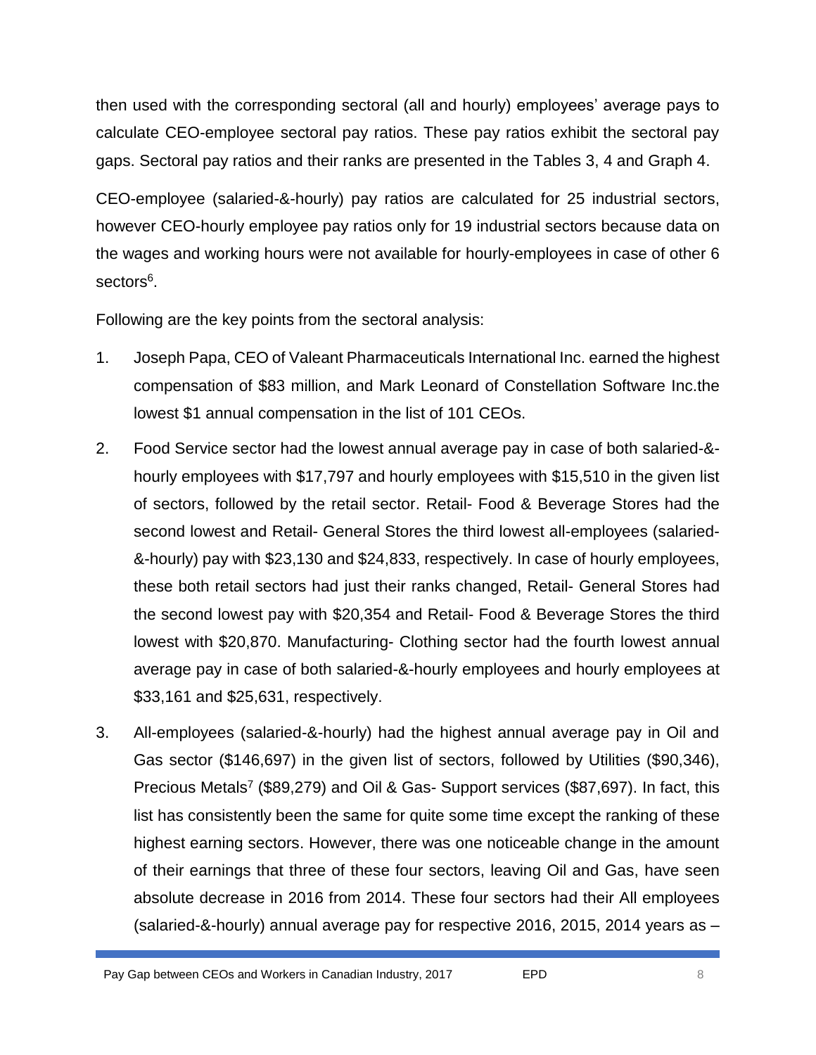then used with the corresponding sectoral (all and hourly) employees' average pays to calculate CEO-employee sectoral pay ratios. These pay ratios exhibit the sectoral pay gaps. Sectoral pay ratios and their ranks are presented in the Tables 3, 4 and Graph 4.

CEO-employee (salaried-&-hourly) pay ratios are calculated for 25 industrial sectors, however CEO-hourly employee pay ratios only for 19 industrial sectors because data on the wages and working hours were not available for hourly-employees in case of other 6 sectors[6].

Following are the key points from the sectoral analysis:

1. Joseph Papa, CEO of Valeant Pharmaceuticals International Inc. earned the highest compensation of $83 million, and Mark Leonard of Constellation Software Inc.the lowest $1 annual compensation in the list of 101 CEOs.

2. Food Service sector had the lowest annual average pay in case of both salaried-&-hourly employees with $17,797 and hourly employees with $15,510 in the given list of sectors, followed by the retail sector. Retail- Food & Beverage Stores had the second lowest and Retail- General Stores the third lowest all-employees (salaried-&-hourly) pay with $23,130 and $24,833, respectively. In case of hourly employees, these both retail sectors had just their ranks changed, Retail- General Stores had the second lowest pay with $20,354 and Retail- Food & Beverage Stores the third lowest with $20,870. Manufacturing- Clothing sector had the fourth lowest annual average pay in case of both salaried-&-hourly employees and hourly employees at $33,161 and $25,631, respectively.

3. All-employees (salaried-&-hourly) had the highest annual average pay in Oil and Gas sector ($146,697) in the given list of sectors, followed by Utilities ($90,346), Precious Metals[7] ($89,279) and Oil & Gas- Support services ($87,697). In fact, this list has consistently been the same for quite some time except the ranking of these highest earning sectors. However, there was one noticeable change in the amount of their earnings that three of these four sectors, leaving Oil and Gas, have seen absolute decrease in 2016 from 2014. These four sectors had their All employees (salaried-&-hourly) annual average pay for respective 2016, 2015, 2014 years as –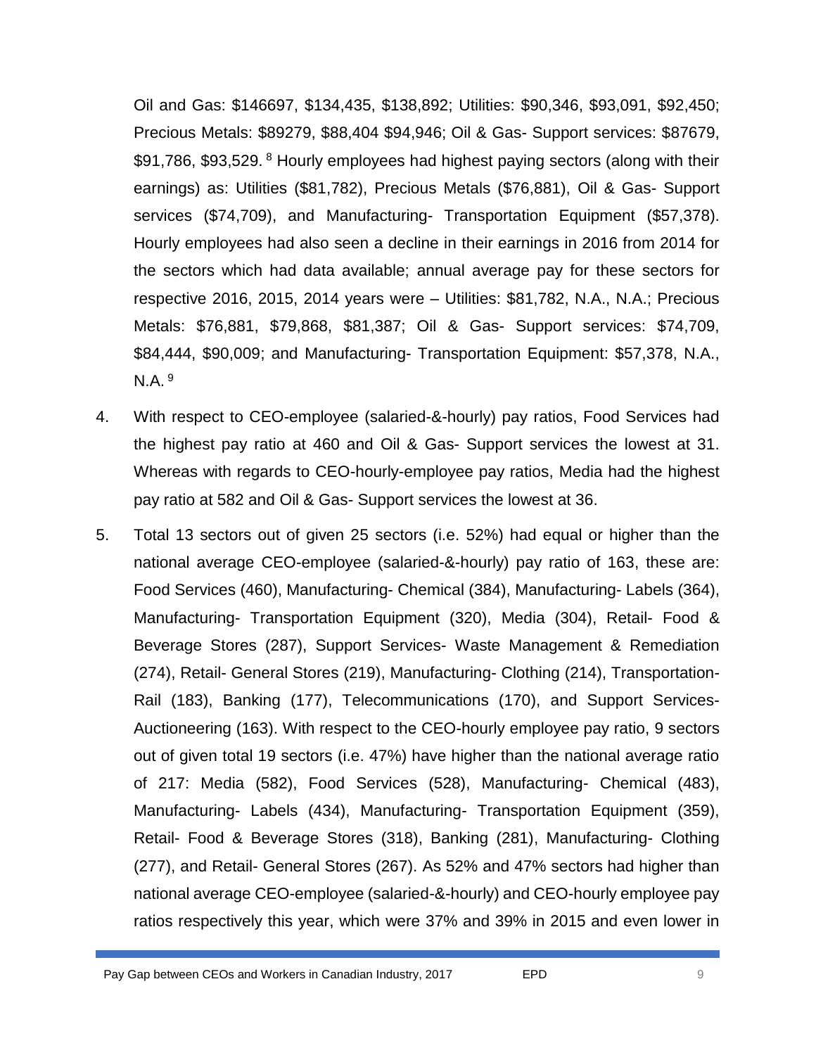Oil and Gas: $146697, $134,435, $138,892; Utilities: $90,346, $93,091, $92,450; Precious Metals: $89279, $88,404 $94,946; Oil & Gas- Support services: $87679, $91,786, $93,529. [8] Hourly employees had highest paying sectors (along with their earnings) as: Utilities ($81,782), Precious Metals ($76,881), Oil & Gas- Support services ($74,709), and Manufacturing- Transportation Equipment ($57,378). Hourly employees had also seen a decline in their earnings in 2016 from 2014 for the sectors which had data available; annual average pay for these sectors for respective 2016, 2015, 2014 years were – Utilities: $81,782, N.A., N.A.; Precious Metals: $76,881, $79,868, $81,387; Oil & Gas- Support services: $74,709, $84,444, $90,009; and Manufacturing- Transportation Equipment: $57,378, N.A., N.A. [9]

4. With respect to CEO-employee (salaried-&-hourly) pay ratios, Food Services had the highest pay ratio at 460 and Oil & Gas- Support services the lowest at 31. Whereas with regards to CEO-hourly-employee pay ratios, Media had the highest pay ratio at 582 and Oil & Gas- Support services the lowest at 36.

5. Total 13 sectors out of given 25 sectors (i.e. 52%) had equal or higher than the national average CEO-employee (salaried-&-hourly) pay ratio of 163, these are: Food Services (460), Manufacturing- Chemical (384), Manufacturing- Labels (364), Manufacturing- Transportation Equipment (320), Media (304), Retail- Food & Beverage Stores (287), Support Services- Waste Management & Remediation (274), Retail- General Stores (219), Manufacturing- Clothing (214), Transportation- Rail (183), Banking (177), Telecommunications (170), and Support Services- Auctioneering (163). With respect to the CEO-hourly employee pay ratio, 9 sectors out of given total 19 sectors (i.e. 47%) have higher than the national average ratio of 217: Media (582), Food Services (528), Manufacturing- Chemical (483), Manufacturing- Labels (434), Manufacturing- Transportation Equipment (359), Retail- Food & Beverage Stores (318), Banking (281), Manufacturing- Clothing (277), and Retail- General Stores (267). As 52% and 47% sectors had higher than national average CEO-employee (salaried-&-hourly) and CEO-hourly employee pay ratios respectively this year, which were 37% and 39% in 2015 and even lower in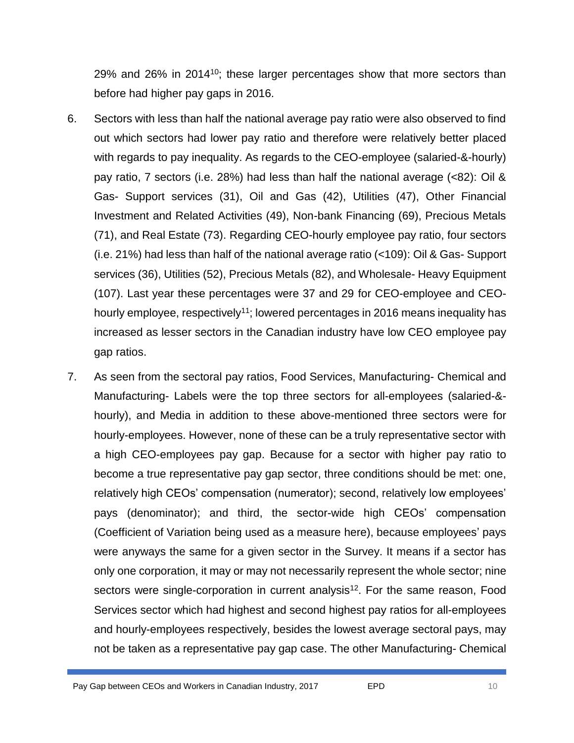29% and 26% in 2014[10]; these larger percentages show that more sectors than before had higher pay gaps in 2016.

6. Sectors with less than half the national average pay ratio were also observed to find out which sectors had lower pay ratio and therefore were relatively better placed with regards to pay inequality. As regards to the CEO-employee (salaried-&-hourly) pay ratio, 7 sectors (i.e. 28%) had less than half the national average (<82): Oil & Gas- Support services (31), Oil and Gas (42), Utilities (47), Other Financial Investment and Related Activities (49), Non-bank Financing (69), Precious Metals (71), and Real Estate (73). Regarding CEO-hourly employee pay ratio, four sectors (i.e. 21%) had less than half of the national average ratio (<109): Oil & Gas- Support services (36), Utilities (52), Precious Metals (82), and Wholesale- Heavy Equipment (107). Last year these percentages were 37 and 29 for CEO-employee and CEO-hourly employee, respectively[11]; lowered percentages in 2016 means inequality has increased as lesser sectors in the Canadian industry have low CEO employee pay gap ratios.

7. As seen from the sectoral pay ratios, Food Services, Manufacturing- Chemical and Manufacturing- Labels were the top three sectors for all-employees (salaried-&-hourly), and Media in addition to these above-mentioned three sectors were for hourly-employees. However, none of these can be a truly representative sector with a high CEO-employees pay gap. Because for a sector with higher pay ratio to become a true representative pay gap sector, three conditions should be met: one, relatively high CEOs' compensation (numerator); second, relatively low employees' pays (denominator); and third, the sector-wide high CEOs' compensation (Coefficient of Variation being used as a measure here), because employees' pays were anyways the same for a given sector in the Survey. It means if a sector has only one corporation, it may or may not necessarily represent the whole sector; nine sectors were single-corporation in current analysis[12]. For the same reason, Food Services sector which had highest and second highest pay ratios for all-employees and hourly-employees respectively, besides the lowest average sectoral pays, may not be taken as a representative pay gap case. The other Manufacturing- Chemical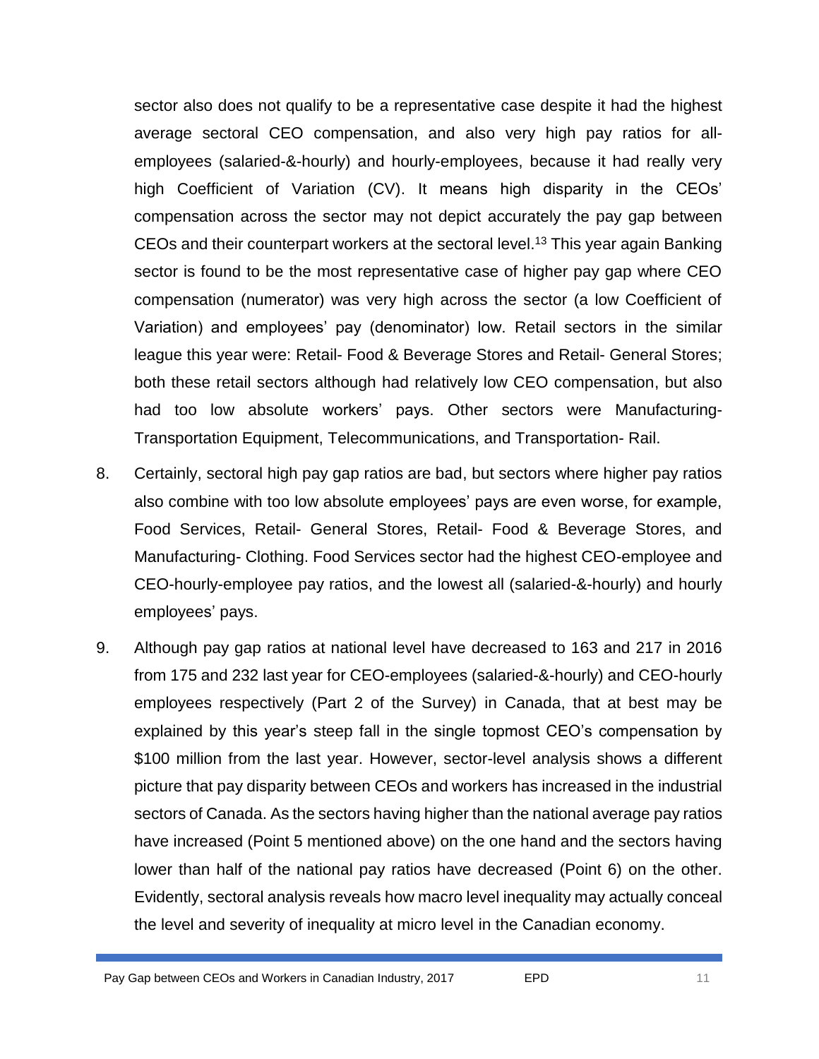sector also does not qualify to be a representative case despite it had the highest average sectoral CEO compensation, and also very high pay ratios for all-employees (salaried-&-hourly) and hourly-employees, because it had really very high Coefficient of Variation (CV). It means high disparity in the CEOs' compensation across the sector may not depict accurately the pay gap between CEOs and their counterpart workers at the sectoral level.[13] This year again Banking sector is found to be the most representative case of higher pay gap where CEO compensation (numerator) was very high across the sector (a low Coefficient of Variation) and employees' pay (denominator) low. Retail sectors in the similar league this year were: Retail- Food & Beverage Stores and Retail- General Stores; both these retail sectors although had relatively low CEO compensation, but also had too low absolute workers' pays. Other sectors were Manufacturing-Transportation Equipment, Telecommunications, and Transportation- Rail.

8. Certainly, sectoral high pay gap ratios are bad, but sectors where higher pay ratios also combine with too low absolute employees' pays are even worse, for example, Food Services, Retail- General Stores, Retail- Food & Beverage Stores, and Manufacturing- Clothing. Food Services sector had the highest CEO-employee and CEO-hourly-employee pay ratios, and the lowest all (salaried-&-hourly) and hourly employees' pays.

9. Although pay gap ratios at national level have decreased to 163 and 217 in 2016 from 175 and 232 last year for CEO-employees (salaried-&-hourly) and CEO-hourly employees respectively (Part 2 of the Survey) in Canada, that at best may be explained by this year's steep fall in the single topmost CEO's compensation by $100 million from the last year. However, sector-level analysis shows a different picture that pay disparity between CEOs and workers has increased in the industrial sectors of Canada. As the sectors having higher than the national average pay ratios have increased (Point 5 mentioned above) on the one hand and the sectors having lower than half of the national pay ratios have decreased (Point 6) on the other. Evidently, sectoral analysis reveals how macro level inequality may actually conceal the level and severity of inequality at micro level in the Canadian economy.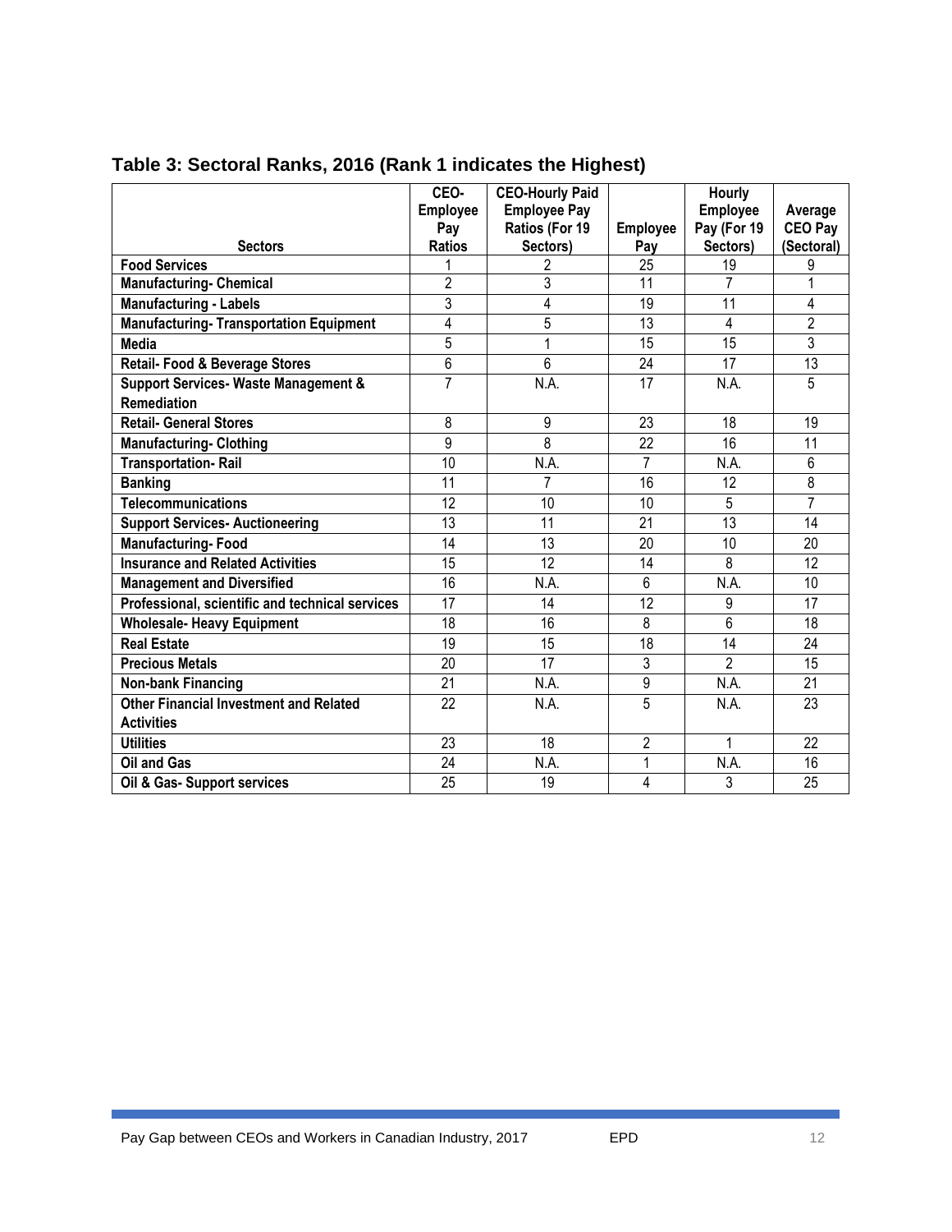**Table 3: Sectoral Ranks, 2016 (Rank 1 indicates the Highest)**

| Sectors | CEO-Employee Pay Ratios | CEO-Hourly Paid Employee Pay Ratios (For 19 Sectors) | Employee Pay | Hourly Employee Pay (For 19 Sectors) | Average CEO Pay (Sectoral) |
|---|---|---|---|---|---|
| Food Services | 1 | 2 | 25 | 19 | 9 |
| Manufacturing- Chemical | 2 | 3 | 11 | 7 | 1 |
| Manufacturing - Labels | 3 | 4 | 19 | 11 | 4 |
| Manufacturing- Transportation Equipment | 4 | 5 | 13 | 4 | 2 |
| Media | 5 | 1 | 15 | 15 | 3 |
| Retail- Food & Beverage Stores | 6 | 6 | 24 | 17 | 13 |
| Support Services- Waste Management & Remediation | 7 | N.A. | 17 | N.A. | 5 |
| Retail- General Stores | 8 | 9 | 23 | 18 | 19 |
| Manufacturing- Clothing | 9 | 8 | 22 | 16 | 11 |
| Transportation- Rail | 10 | N.A. | 7 | N.A. | 6 |
| Banking | 11 | 7 | 16 | 12 | 8 |
| Telecommunications | 12 | 10 | 10 | 5 | 7 |
| Support Services- Auctioneering | 13 | 11 | 21 | 13 | 14 |
| Manufacturing- Food | 14 | 13 | 20 | 10 | 20 |
| Insurance and Related Activities | 15 | 12 | 14 | 8 | 12 |
| Management and Diversified | 16 | N.A. | 6 | N.A. | 10 |
| Professional, scientific and technical services | 17 | 14 | 12 | 9 | 17 |
| Wholesale- Heavy Equipment | 18 | 16 | 8 | 6 | 18 |
| Real Estate | 19 | 15 | 18 | 14 | 24 |
| Precious Metals | 20 | 17 | 3 | 2 | 15 |
| Non-bank Financing | 21 | N.A. | 9 | N.A. | 21 |
| Other Financial Investment and Related Activities | 22 | N.A. | 5 | N.A. | 23 |
| Utilities | 23 | 18 | 2 | 1 | 22 |
| Oil and Gas | 24 | N.A. | 1 | N.A. | 16 |
| Oil & Gas- Support services | 25 | 19 | 4 | 3 | 25 |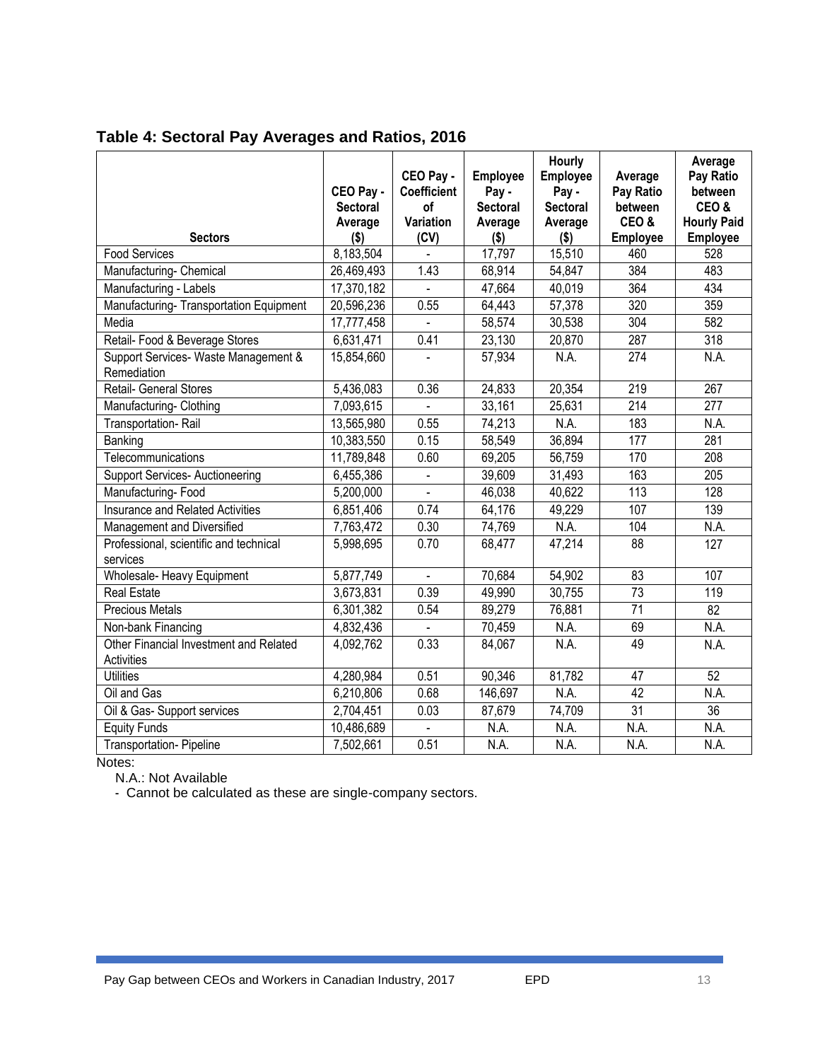## Table 4: Sectoral Pay Averages and Ratios, 2016

| Sectors | CEO Pay - Sectoral Average ($) | CEO Pay - Coefficient of Variation (CV) | Employee Pay - Sectoral Average ($) | Hourly Employee Pay - Sectoral Average ($) | Average Pay Ratio between CEO & Employee | Average Pay Ratio between CEO & Hourly Paid Employee |
|---|---|---|---|---|---|---|
| Food Services | 8,183,504 | - | 17,797 | 15,510 | 460 | 528 |
| Manufacturing- Chemical | 26,469,493 | 1.43 | 68,914 | 54,847 | 384 | 483 |
| Manufacturing - Labels | 17,370,182 | - | 47,664 | 40,019 | 364 | 434 |
| Manufacturing- Transportation Equipment | 20,596,236 | 0.55 | 64,443 | 57,378 | 320 | 359 |
| Media | 17,777,458 | - | 58,574 | 30,538 | 304 | 582 |
| Retail- Food & Beverage Stores | 6,631,471 | 0.41 | 23,130 | 20,870 | 287 | 318 |
| Support Services- Waste Management & Remediation | 15,854,660 | - | 57,934 | N.A. | 274 | N.A. |
| Retail- General Stores | 5,436,083 | 0.36 | 24,833 | 20,354 | 219 | 267 |
| Manufacturing- Clothing | 7,093,615 | - | 33,161 | 25,631 | 214 | 277 |
| Transportation- Rail | 13,565,980 | 0.55 | 74,213 | N.A. | 183 | N.A. |
| Banking | 10,383,550 | 0.15 | 58,549 | 36,894 | 177 | 281 |
| Telecommunications | 11,789,848 | 0.60 | 69,205 | 56,759 | 170 | 208 |
| Support Services- Auctioneering | 6,455,386 | - | 39,609 | 31,493 | 163 | 205 |
| Manufacturing- Food | 5,200,000 | - | 46,038 | 40,622 | 113 | 128 |
| Insurance and Related Activities | 6,851,406 | 0.74 | 64,176 | 49,229 | 107 | 139 |
| Management and Diversified | 7,763,472 | 0.30 | 74,769 | N.A. | 104 | N.A. |
| Professional, scientific and technical services | 5,998,695 | 0.70 | 68,477 | 47,214 | 88 | 127 |
| Wholesale- Heavy Equipment | 5,877,749 | - | 70,684 | 54,902 | 83 | 107 |
| Real Estate | 3,673,831 | 0.39 | 49,990 | 30,755 | 73 | 119 |
| Precious Metals | 6,301,382 | 0.54 | 89,279 | 76,881 | 71 | 82 |
| Non-bank Financing | 4,832,436 | - | 70,459 | N.A. | 69 | N.A. |
| Other Financial Investment and Related Activities | 4,092,762 | 0.33 | 84,067 | N.A. | 49 | N.A. |
| Utilities | 4,280,984 | 0.51 | 90,346 | 81,782 | 47 | 52 |
| Oil and Gas | 6,210,806 | 0.68 | 146,697 | N.A. | 42 | N.A. |
| Oil & Gas- Support services | 2,704,451 | 0.03 | 87,679 | 74,709 | 31 | 36 |
| Equity Funds | 10,486,689 | - | N.A. | N.A. | N.A. | N.A. |
| Transportation- Pipeline | 7,502,661 | 0.51 | N.A. | N.A. | N.A. | N.A. |

Notes:

N.A.: Not Available

- Cannot be calculated as these are single-company sectors.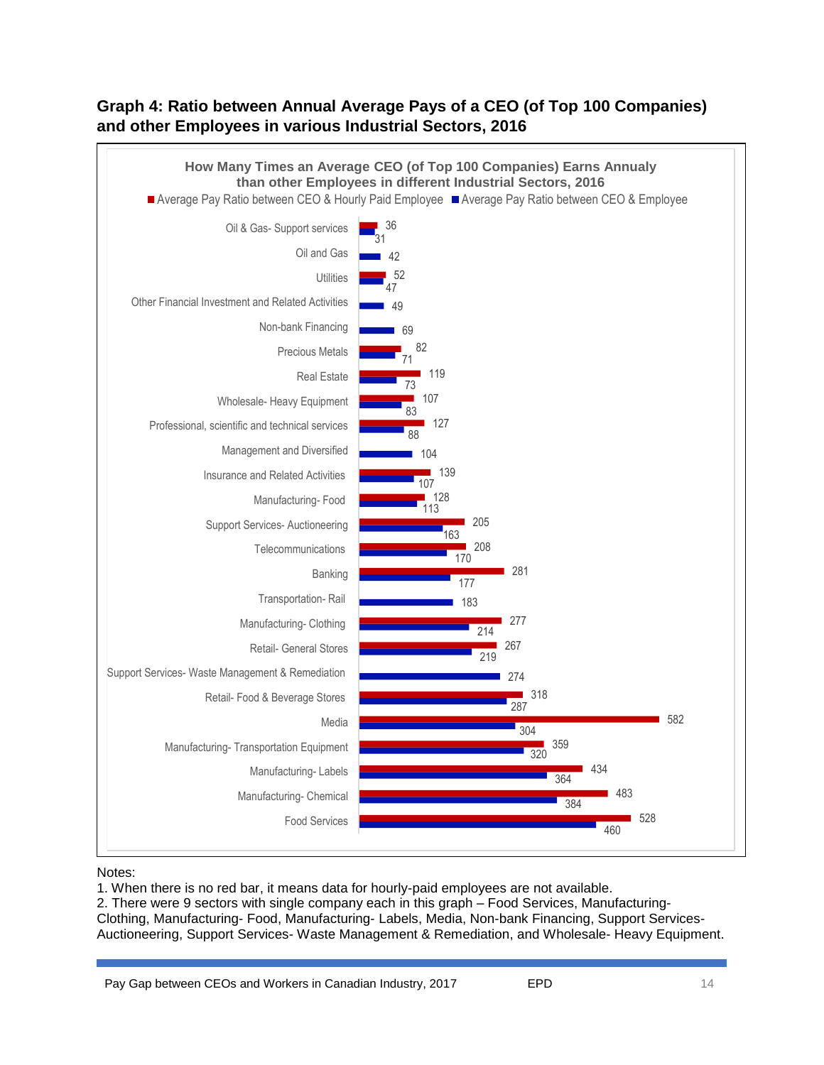### Graph 4: Ratio between Annual Average Pays of a CEO (of Top 100 Companies) and other Employees in various Industrial Sectors, 2016

**How Many Times an Average CEO (of Top 100 Companies) Earns Annualy than other Employees in different Industrial Sectors, 2016**

| Industrial Sector | Average Pay Ratio between CEO & Hourly Paid Employee | Average Pay Ratio between CEO & Employee |
|---|---|---|
| Oil & Gas- Support services | 36 | 31 |
| Oil and Gas | | 42 |
| Utilities | 52 | 47 |
| Other Financial Investment and Related Activities | | 49 |
| Non-bank Financing | | 69 |
| Precious Metals | 82 | 71 |
| Real Estate | 119 | 73 |
| Wholesale- Heavy Equipment | 107 | 83 |
| Professional, scientific and technical services | 127 | 88 |
| Management and Diversified | | 104 |
| Insurance and Related Activities | 139 | 107 |
| Manufacturing- Food | 128 | 113 |
| Support Services- Auctioneering | 205 | 163 |
| Telecommunications | 208 | 170 |
| Banking | 281 | 177 |
| Transportation- Rail | | 183 |
| Manufacturing- Clothing | 277 | 214 |
| Retail- General Stores | 267 | 219 |
| Support Services- Waste Management & Remediation | | 274 |
| Retail- Food & Beverage Stores | 318 | 287 |
| Media | 582 | 304 |
| Manufacturing- Transportation Equipment | 359 | 320 |
| Manufacturing- Labels | 434 | 364 |
| Manufacturing- Chemical | 483 | 384 |
| Food Services | 528 | 460 |

Notes:
1. When there is no red bar, it means data for hourly-paid employees are not available.
2. There were 9 sectors with single company each in this graph – Food Services, Manufacturing-Clothing, Manufacturing- Food, Manufacturing- Labels, Media, Non-bank Financing, Support Services-Auctioneering, Support Services- Waste Management & Remediation, and Wholesale- Heavy Equipment.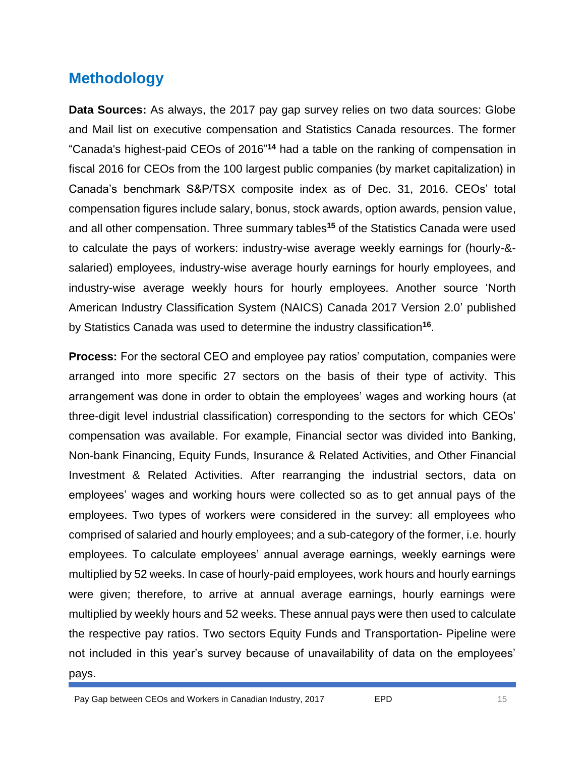## Methodology

**Data Sources:** As always, the 2017 pay gap survey relies on two data sources: Globe and Mail list on executive compensation and Statistics Canada resources. The former "Canada's highest-paid CEOs of 2016"[14] had a table on the ranking of compensation in fiscal 2016 for CEOs from the 100 largest public companies (by market capitalization) in Canada's benchmark S&P/TSX composite index as of Dec. 31, 2016. CEOs' total compensation figures include salary, bonus, stock awards, option awards, pension value, and all other compensation. Three summary tables[15] of the Statistics Canada were used to calculate the pays of workers: industry-wise average weekly earnings for (hourly-&-salaried) employees, industry-wise average hourly earnings for hourly employees, and industry-wise average weekly hours for hourly employees. Another source 'North American Industry Classification System (NAICS) Canada 2017 Version 2.0' published by Statistics Canada was used to determine the industry classification[16].

**Process:** For the sectoral CEO and employee pay ratios' computation, companies were arranged into more specific 27 sectors on the basis of their type of activity. This arrangement was done in order to obtain the employees' wages and working hours (at three-digit level industrial classification) corresponding to the sectors for which CEOs' compensation was available. For example, Financial sector was divided into Banking, Non-bank Financing, Equity Funds, Insurance & Related Activities, and Other Financial Investment & Related Activities. After rearranging the industrial sectors, data on employees' wages and working hours were collected so as to get annual pays of the employees. Two types of workers were considered in the survey: all employees who comprised of salaried and hourly employees; and a sub-category of the former, i.e. hourly employees. To calculate employees' annual average earnings, weekly earnings were multiplied by 52 weeks. In case of hourly-paid employees, work hours and hourly earnings were given; therefore, to arrive at annual average earnings, hourly earnings were multiplied by weekly hours and 52 weeks. These annual pays were then used to calculate the respective pay ratios. Two sectors Equity Funds and Transportation- Pipeline were not included in this year's survey because of unavailability of data on the employees' pays.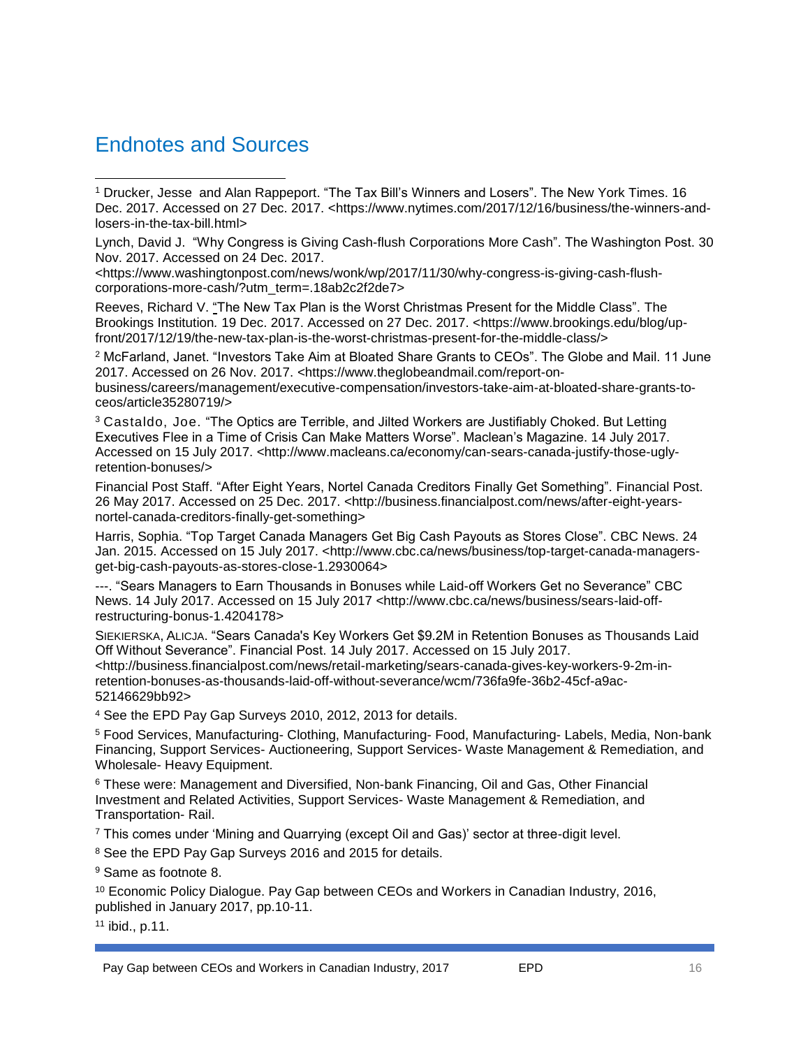# Endnotes and Sources

[1] Drucker, Jesse and Alan Rappeport. "The Tax Bill's Winners and Losers". The New York Times. 16 Dec. 2017. Accessed on 27 Dec. 2017. <https://www.nytimes.com/2017/12/16/business/the-winners-and-losers-in-the-tax-bill.html>

Lynch, David J. "Why Congress is Giving Cash-flush Corporations More Cash". The Washington Post. 30 Nov. 2017. Accessed on 24 Dec. 2017. <https://www.washingtonpost.com/news/wonk/wp/2017/11/30/why-congress-is-giving-cash-flush-corporations-more-cash/?utm_term=.18ab2c2f2de7>

Reeves, Richard V. "The New Tax Plan is the Worst Christmas Present for the Middle Class". The Brookings Institution. 19 Dec. 2017. Accessed on 27 Dec. 2017. <https://www.brookings.edu/blog/up-front/2017/12/19/the-new-tax-plan-is-the-worst-christmas-present-for-the-middle-class/>

[2] McFarland, Janet. "Investors Take Aim at Bloated Share Grants to CEOs". The Globe and Mail. 11 June 2017. Accessed on 26 Nov. 2017. <https://www.theglobeandmail.com/report-on-business/careers/management/executive-compensation/investors-take-aim-at-bloated-share-grants-to-ceos/article35280719/>

[3] Castaldo, Joe. "The Optics are Terrible, and Jilted Workers are Justifiably Choked. But Letting Executives Flee in a Time of Crisis Can Make Matters Worse". Maclean's Magazine. 14 July 2017. Accessed on 15 July 2017. <http://www.macleans.ca/economy/can-sears-canada-justify-those-ugly-retention-bonuses/>

Financial Post Staff. "After Eight Years, Nortel Canada Creditors Finally Get Something". Financial Post. 26 May 2017. Accessed on 25 Dec. 2017. <http://business.financialpost.com/news/after-eight-years-nortel-canada-creditors-finally-get-something>

Harris, Sophia. "Top Target Canada Managers Get Big Cash Payouts as Stores Close". CBC News. 24 Jan. 2015. Accessed on 15 July 2017. <http://www.cbc.ca/news/business/top-target-canada-managers-get-big-cash-payouts-as-stores-close-1.2930064>

---. "Sears Managers to Earn Thousands in Bonuses while Laid-off Workers Get no Severance" CBC News. 14 July 2017. Accessed on 15 July 2017 <http://www.cbc.ca/news/business/sears-laid-off-restructuring-bonus-1.4204178>

Siekierska, Alicja. "Sears Canada's Key Workers Get $9.2M in Retention Bonuses as Thousands Laid Off Without Severance". Financial Post. 14 July 2017. Accessed on 15 July 2017. <http://business.financialpost.com/news/retail-marketing/sears-canada-gives-key-workers-9-2m-in-retention-bonuses-as-thousands-laid-off-without-severance/wcm/736fa9fe-36b2-45cf-a9ac-52146629bb92>

[4] See the EPD Pay Gap Surveys 2010, 2012, 2013 for details.

[5] Food Services, Manufacturing- Clothing, Manufacturing- Food, Manufacturing- Labels, Media, Non-bank Financing, Support Services- Auctioneering, Support Services- Waste Management & Remediation, and Wholesale- Heavy Equipment.

[6] These were: Management and Diversified, Non-bank Financing, Oil and Gas, Other Financial Investment and Related Activities, Support Services- Waste Management & Remediation, and Transportation- Rail.

[7] This comes under 'Mining and Quarrying (except Oil and Gas)' sector at three-digit level.

[8] See the EPD Pay Gap Surveys 2016 and 2015 for details.

[9] Same as footnote 8.

[10] Economic Policy Dialogue. Pay Gap between CEOs and Workers in Canadian Industry, 2016, published in January 2017, pp.10-11.

[11] ibid., p.11.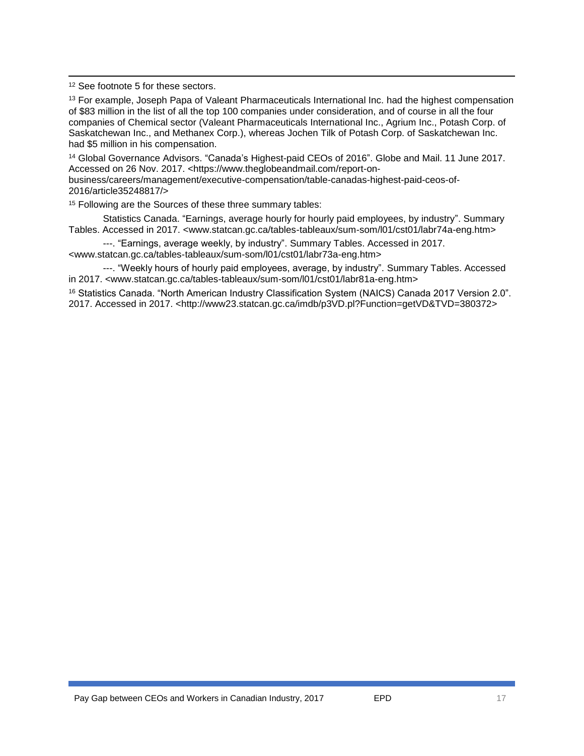[12] See footnote 5 for these sectors.

[13] For example, Joseph Papa of Valeant Pharmaceuticals International Inc. had the highest compensation of $83 million in the list of all the top 100 companies under consideration, and of course in all the four companies of Chemical sector (Valeant Pharmaceuticals International Inc., Agrium Inc., Potash Corp. of Saskatchewan Inc., and Methanex Corp.), whereas Jochen Tilk of Potash Corp. of Saskatchewan Inc. had $5 million in his compensation.

[14] Global Governance Advisors. "Canada's Highest-paid CEOs of 2016". Globe and Mail. 11 June 2017. Accessed on 26 Nov. 2017. <https://www.theglobeandmail.com/report-on-business/careers/management/executive-compensation/table-canadas-highest-paid-ceos-of-2016/article35248817/>

[15] Following are the Sources of these three summary tables:

Statistics Canada. "Earnings, average hourly for hourly paid employees, by industry". Summary Tables. Accessed in 2017. <www.statcan.gc.ca/tables-tableaux/sum-som/l01/cst01/labr74a-eng.htm>

---. "Earnings, average weekly, by industry". Summary Tables. Accessed in 2017. <www.statcan.gc.ca/tables-tableaux/sum-som/l01/cst01/labr73a-eng.htm>

---. "Weekly hours of hourly paid employees, average, by industry". Summary Tables. Accessed in 2017. <www.statcan.gc.ca/tables-tableaux/sum-som/l01/cst01/labr81a-eng.htm>

[16] Statistics Canada. "North American Industry Classification System (NAICS) Canada 2017 Version 2.0". 2017. Accessed in 2017. <http://www23.statcan.gc.ca/imdb/p3VD.pl?Function=getVD&TVD=380372>